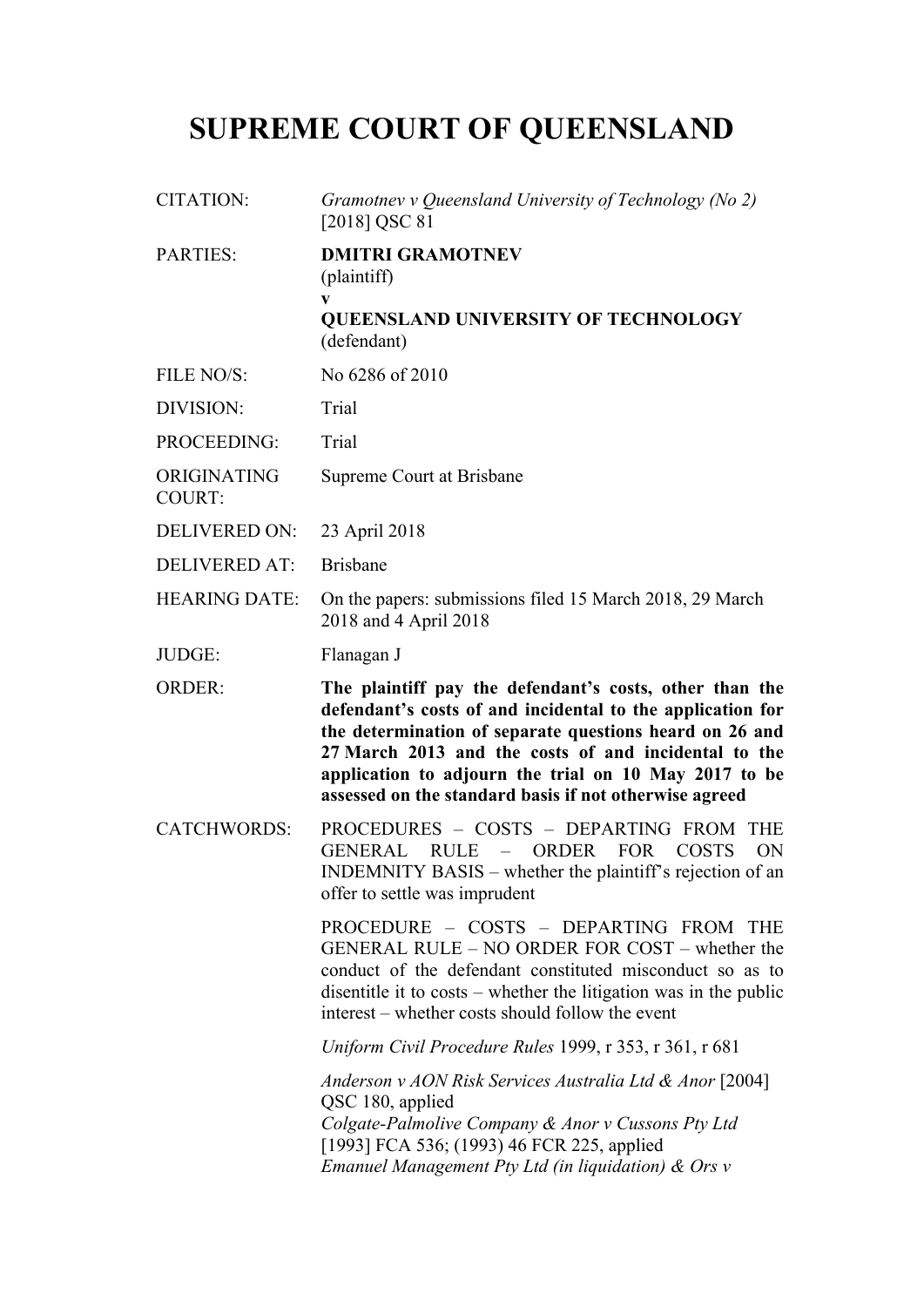# SUPREME COURT OF QUEENSLAND

| | |
|---|---|
| CITATION: | *Gramotnev v Queensland University of Technology (No 2)* [2018] QSC 81 |
| PARTIES: | **DMITRI GRAMOTNEV**<br>(plaintiff)<br>**v**<br>**QUEENSLAND UNIVERSITY OF TECHNOLOGY**<br>(defendant) |
| FILE NO/S: | No 6286 of 2010 |
| DIVISION: | Trial |
| PROCEEDING: | Trial |
| ORIGINATING COURT: | Supreme Court at Brisbane |
| DELIVERED ON: | 23 April 2018 |
| DELIVERED AT: | Brisbane |
| HEARING DATE: | On the papers: submissions filed 15 March 2018, 29 March 2018 and 4 April 2018 |
| JUDGE: | Flanagan J |
| ORDER: | **The plaintiff pay the defendant's costs, other than the defendant's costs of and incidental to the application for the determination of separate questions heard on 26 and 27 March 2013 and the costs of and incidental to the application to adjourn the trial on 10 May 2017 to be assessed on the standard basis if not otherwise agreed** |
| CATCHWORDS: | PROCEDURES – COSTS – DEPARTING FROM THE GENERAL RULE – ORDER FOR COSTS ON INDEMNITY BASIS – whether the plaintiff's rejection of an offer to settle was imprudent<br><br>PROCEDURE – COSTS – DEPARTING FROM THE GENERAL RULE – NO ORDER FOR COST – whether the conduct of the defendant constituted misconduct so as to disentitle it to costs – whether the litigation was in the public interest – whether costs should follow the event<br><br>*Uniform Civil Procedure Rules* 1999, r 353, r 361, r 681<br><br>*Anderson v AON Risk Services Australia Ltd & Anor* [2004] QSC 180, applied<br>*Colgate-Palmolive Company & Anor v Cussons Pty Ltd* [1993] FCA 536; (1993) 46 FCR 225, applied<br>*Emanuel Management Pty Ltd (in liquidation) & Ors v* |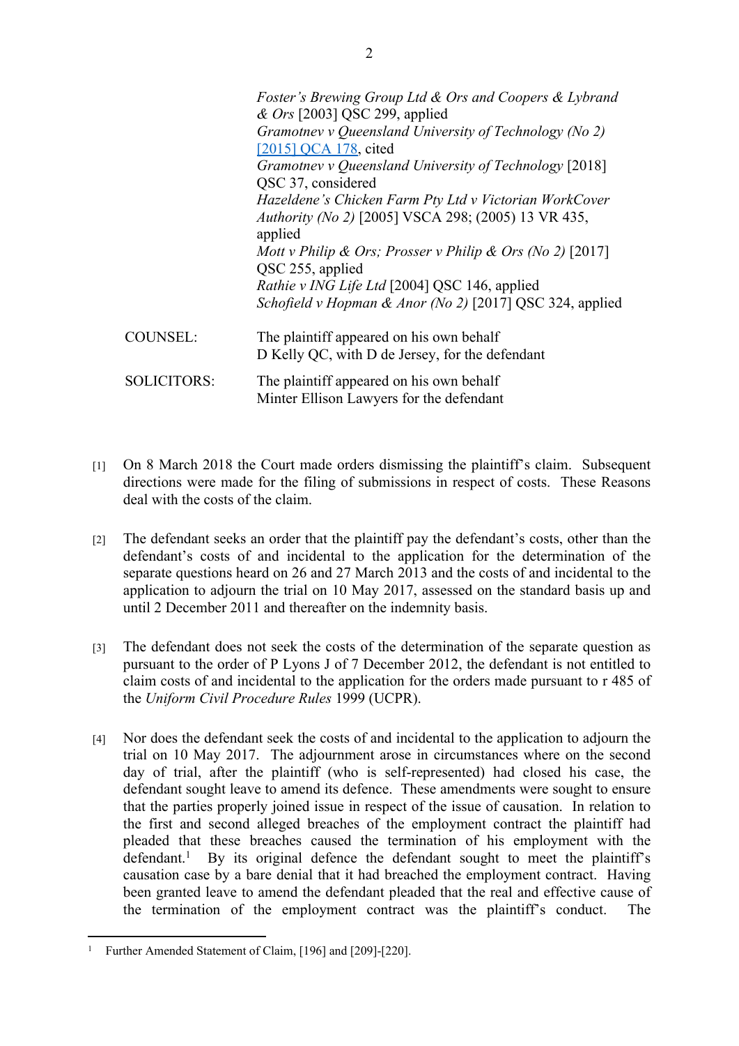*Foster's Brewing Group Ltd & Ors and Coopers & Lybrand & Ors* [2003] QSC 299, applied
*Gramotnev v Queensland University of Technology (No 2)* [2015] QCA 178, cited
*Gramotnev v Queensland University of Technology* [2018] QSC 37, considered
*Hazeldene's Chicken Farm Pty Ltd v Victorian WorkCover Authority (No 2)* [2005] VSCA 298; (2005) 13 VR 435, applied
*Mott v Philip & Ors; Prosser v Philip & Ors (No 2)* [2017] QSC 255, applied
*Rathie v ING Life Ltd* [2004] QSC 146, applied
*Schofield v Hopman & Anor (No 2)* [2017] QSC 324, applied

| | |
|---|---|
| COUNSEL: | The plaintiff appeared on his own behalf<br>D Kelly QC, with D de Jersey, for the defendant |
| SOLICITORS: | The plaintiff appeared on his own behalf<br>Minter Ellison Lawyers for the defendant |

[1] On 8 March 2018 the Court made orders dismissing the plaintiff's claim. Subsequent directions were made for the filing of submissions in respect of costs. These Reasons deal with the costs of the claim.

[2] The defendant seeks an order that the plaintiff pay the defendant's costs, other than the defendant's costs of and incidental to the application for the determination of the separate questions heard on 26 and 27 March 2013 and the costs of and incidental to the application to adjourn the trial on 10 May 2017, assessed on the standard basis up and until 2 December 2011 and thereafter on the indemnity basis.

[3] The defendant does not seek the costs of the determination of the separate question as pursuant to the order of P Lyons J of 7 December 2012, the defendant is not entitled to claim costs of and incidental to the application for the orders made pursuant to r 485 of the *Uniform Civil Procedure Rules* 1999 (UCPR).

[4] Nor does the defendant seek the costs of and incidental to the application to adjourn the trial on 10 May 2017. The adjournment arose in circumstances where on the second day of trial, after the plaintiff (who is self-represented) had closed his case, the defendant sought leave to amend its defence. These amendments were sought to ensure that the parties properly joined issue in respect of the issue of causation. In relation to the first and second alleged breaches of the employment contract the plaintiff had pleaded that these breaches caused the termination of his employment with the defendant.[1] By its original defence the defendant sought to meet the plaintiff's causation case by a bare denial that it had breached the employment contract. Having been granted leave to amend the defendant pleaded that the real and effective cause of the termination of the employment contract was the plaintiff's conduct. The

[1] Further Amended Statement of Claim, [196] and [209]-[220].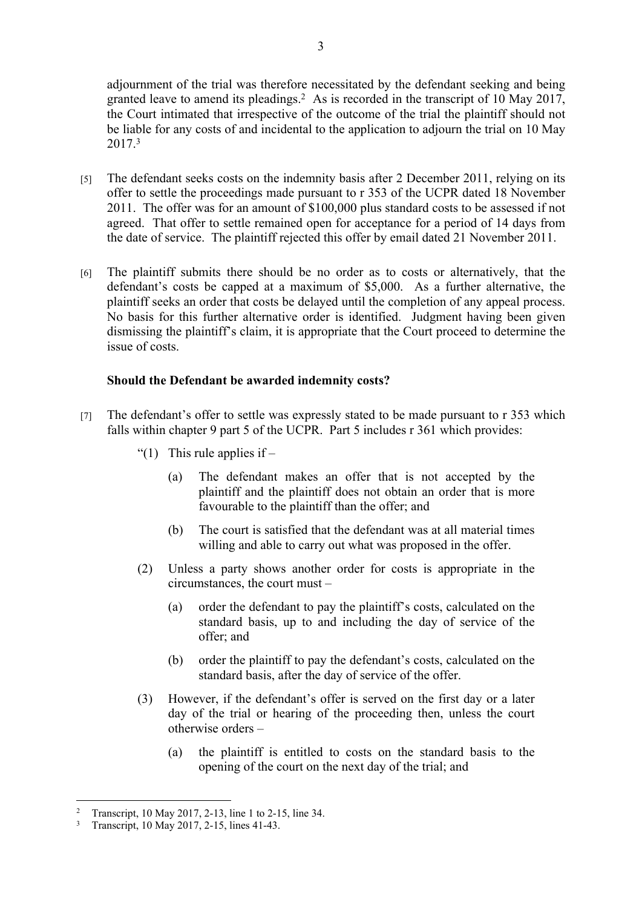adjournment of the trial was therefore necessitated by the defendant seeking and being granted leave to amend its pleadings.[2] As is recorded in the transcript of 10 May 2017, the Court intimated that irrespective of the outcome of the trial the plaintiff should not be liable for any costs of and incidental to the application to adjourn the trial on 10 May 2017.[3]

[5] The defendant seeks costs on the indemnity basis after 2 December 2011, relying on its offer to settle the proceedings made pursuant to r 353 of the UCPR dated 18 November 2011. The offer was for an amount of $100,000 plus standard costs to be assessed if not agreed. That offer to settle remained open for acceptance for a period of 14 days from the date of service. The plaintiff rejected this offer by email dated 21 November 2011.

[6] The plaintiff submits there should be no order as to costs or alternatively, that the defendant's costs be capped at a maximum of $5,000. As a further alternative, the plaintiff seeks an order that costs be delayed until the completion of any appeal process. No basis for this further alternative order is identified. Judgment having been given dismissing the plaintiff's claim, it is appropriate that the Court proceed to determine the issue of costs.

**Should the Defendant be awarded indemnity costs?**

[7] The defendant's offer to settle was expressly stated to be made pursuant to r 353 which falls within chapter 9 part 5 of the UCPR. Part 5 includes r 361 which provides:

> "(1) This rule applies if –
>
> (a) The defendant makes an offer that is not accepted by the plaintiff and the plaintiff does not obtain an order that is more favourable to the plaintiff than the offer; and
>
> (b) The court is satisfied that the defendant was at all material times willing and able to carry out what was proposed in the offer.
>
> (2) Unless a party shows another order for costs is appropriate in the circumstances, the court must –
>
> (a) order the defendant to pay the plaintiff's costs, calculated on the standard basis, up to and including the day of service of the offer; and
>
> (b) order the plaintiff to pay the defendant's costs, calculated on the standard basis, after the day of service of the offer.
>
> (3) However, if the defendant's offer is served on the first day or a later day of the trial or hearing of the proceeding then, unless the court otherwise orders –
>
> (a) the plaintiff is entitled to costs on the standard basis to the opening of the court on the next day of the trial; and

[2] Transcript, 10 May 2017, 2-13, line 1 to 2-15, line 34.

[3] Transcript, 10 May 2017, 2-15, lines 41-43.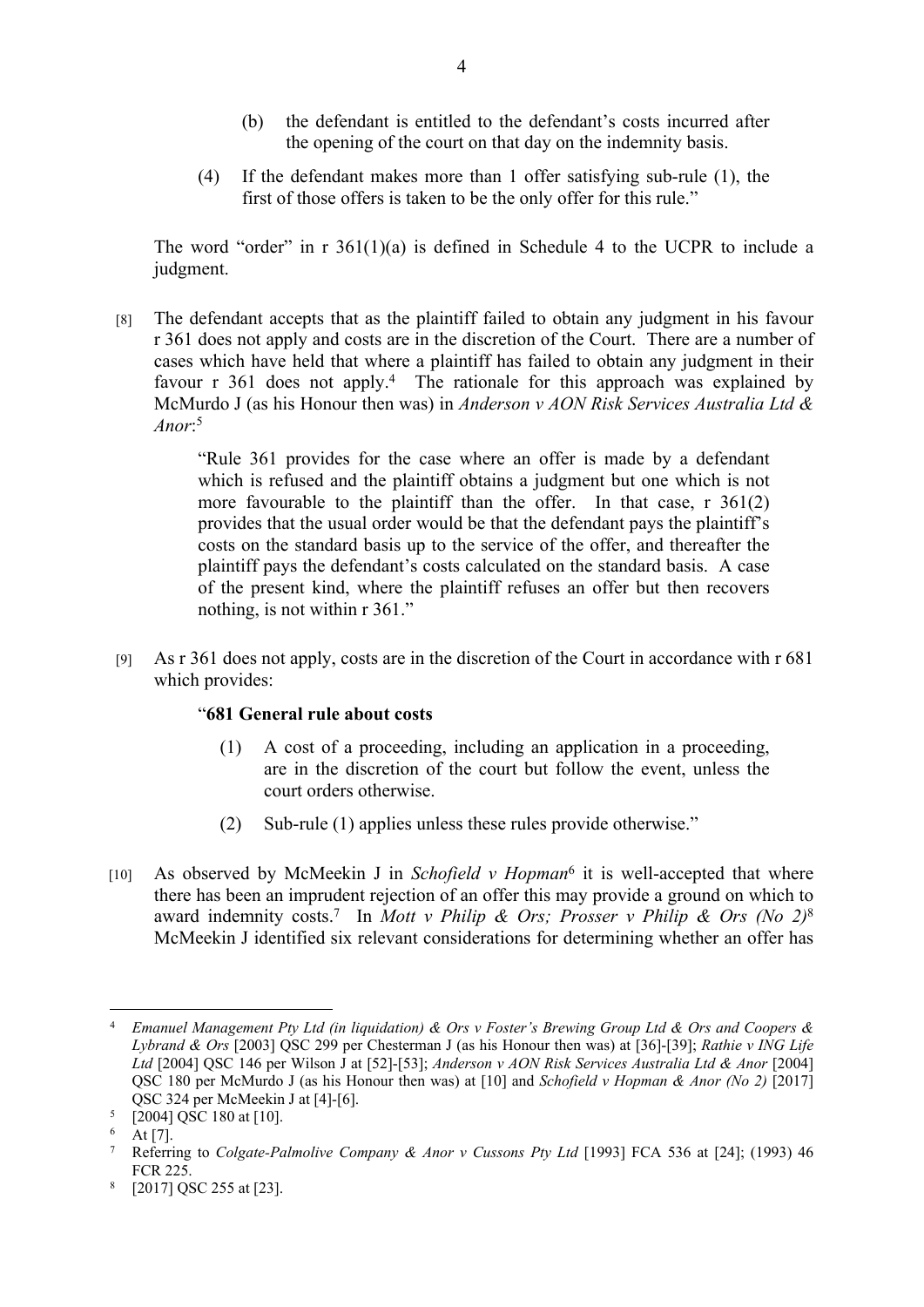(b) the defendant is entitled to the defendant's costs incurred after the opening of the court on that day on the indemnity basis.

(4) If the defendant makes more than 1 offer satisfying sub-rule (1), the first of those offers is taken to be the only offer for this rule."

The word "order" in r 361(1)(a) is defined in Schedule 4 to the UCPR to include a judgment.

[8] The defendant accepts that as the plaintiff failed to obtain any judgment in his favour r 361 does not apply and costs are in the discretion of the Court. There are a number of cases which have held that where a plaintiff has failed to obtain any judgment in their favour r 361 does not apply.[4] The rationale for this approach was explained by McMurdo J (as his Honour then was) in *Anderson v AON Risk Services Australia Ltd & Anor*:[5]

> "Rule 361 provides for the case where an offer is made by a defendant which is refused and the plaintiff obtains a judgment but one which is not more favourable to the plaintiff than the offer. In that case, r 361(2) provides that the usual order would be that the defendant pays the plaintiff's costs on the standard basis up to the service of the offer, and thereafter the plaintiff pays the defendant's costs calculated on the standard basis. A case of the present kind, where the plaintiff refuses an offer but then recovers nothing, is not within r 361."

[9] As r 361 does not apply, costs are in the discretion of the Court in accordance with r 681 which provides:

> "**681 General rule about costs**
>
> (1) A cost of a proceeding, including an application in a proceeding, are in the discretion of the court but follow the event, unless the court orders otherwise.
>
> (2) Sub-rule (1) applies unless these rules provide otherwise."

[10] As observed by McMeekin J in *Schofield v Hopman*[6] it is well-accepted that where there has been an imprudent rejection of an offer this may provide a ground on which to award indemnity costs.[7] In *Mott v Philip & Ors; Prosser v Philip & Ors (No 2)*[8] McMeekin J identified six relevant considerations for determining whether an offer has

---

[4] *Emanuel Management Pty Ltd (in liquidation) & Ors v Foster's Brewing Group Ltd & Ors and Coopers & Lybrand & Ors* [2003] QSC 299 per Chesterman J (as his Honour then was) at [36]-[39]; *Rathie v ING Life Ltd* [2004] QSC 146 per Wilson J at [52]-[53]; *Anderson v AON Risk Services Australia Ltd & Anor* [2004] QSC 180 per McMurdo J (as his Honour then was) at [10] and *Schofield v Hopman & Anor (No 2)* [2017] QSC 324 per McMeekin J at [4]-[6].

[5] [2004] QSC 180 at [10].

[6] At [7].

[7] Referring to *Colgate-Palmolive Company & Anor v Cussons Pty Ltd* [1993] FCA 536 at [24]; (1993) 46 FCR 225.

[8] [2017] QSC 255 at [23].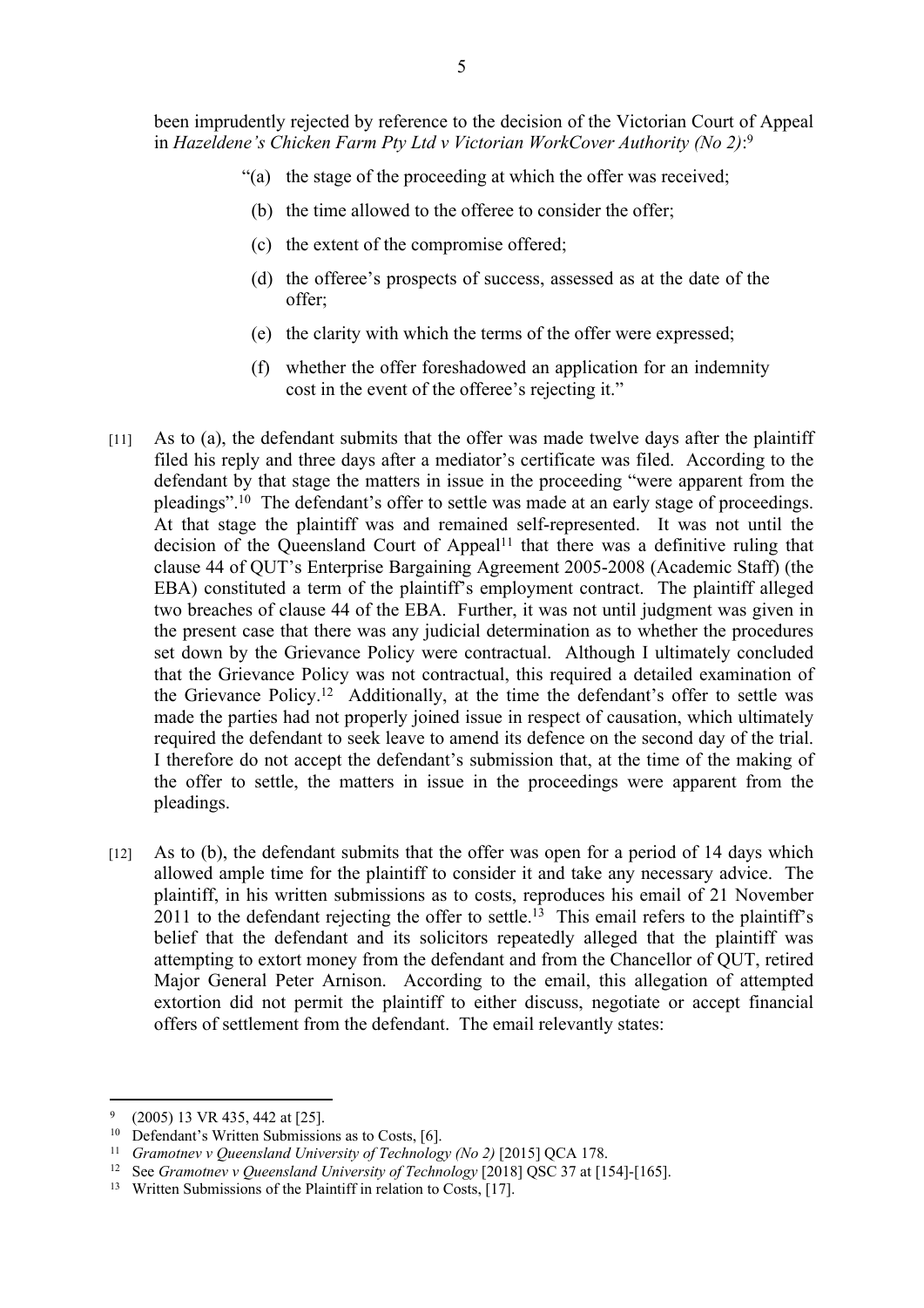been imprudently rejected by reference to the decision of the Victorian Court of Appeal in *Hazeldene's Chicken Farm Pty Ltd v Victorian WorkCover Authority (No 2)*:[9]

> "(a) the stage of the proceeding at which the offer was received;
>
> (b) the time allowed to the offeree to consider the offer;
>
> (c) the extent of the compromise offered;
>
> (d) the offeree's prospects of success, assessed as at the date of the offer;
>
> (e) the clarity with which the terms of the offer were expressed;
>
> (f) whether the offer foreshadowed an application for an indemnity cost in the event of the offeree's rejecting it."

[11] As to (a), the defendant submits that the offer was made twelve days after the plaintiff filed his reply and three days after a mediator's certificate was filed. According to the defendant by that stage the matters in issue in the proceeding "were apparent from the pleadings".[10] The defendant's offer to settle was made at an early stage of proceedings. At that stage the plaintiff was and remained self-represented. It was not until the decision of the Queensland Court of Appeal[11] that there was a definitive ruling that clause 44 of QUT's Enterprise Bargaining Agreement 2005-2008 (Academic Staff) (the EBA) constituted a term of the plaintiff's employment contract. The plaintiff alleged two breaches of clause 44 of the EBA. Further, it was not until judgment was given in the present case that there was any judicial determination as to whether the procedures set down by the Grievance Policy were contractual. Although I ultimately concluded that the Grievance Policy was not contractual, this required a detailed examination of the Grievance Policy.[12] Additionally, at the time the defendant's offer to settle was made the parties had not properly joined issue in respect of causation, which ultimately required the defendant to seek leave to amend its defence on the second day of the trial. I therefore do not accept the defendant's submission that, at the time of the making of the offer to settle, the matters in issue in the proceedings were apparent from the pleadings.

[12] As to (b), the defendant submits that the offer was open for a period of 14 days which allowed ample time for the plaintiff to consider it and take any necessary advice. The plaintiff, in his written submissions as to costs, reproduces his email of 21 November 2011 to the defendant rejecting the offer to settle.[13] This email refers to the plaintiff's belief that the defendant and its solicitors repeatedly alleged that the plaintiff was attempting to extort money from the defendant and from the Chancellor of QUT, retired Major General Peter Arnison. According to the email, this allegation of attempted extortion did not permit the plaintiff to either discuss, negotiate or accept financial offers of settlement from the defendant. The email relevantly states:

---

[9] (2005) 13 VR 435, 442 at [25].

[10] Defendant's Written Submissions as to Costs, [6].

[11] *Gramotnev v Queensland University of Technology (No 2)* [2015] QCA 178.

[12] See *Gramotnev v Queensland University of Technology* [2018] QSC 37 at [154]-[165].

[13] Written Submissions of the Plaintiff in relation to Costs, [17].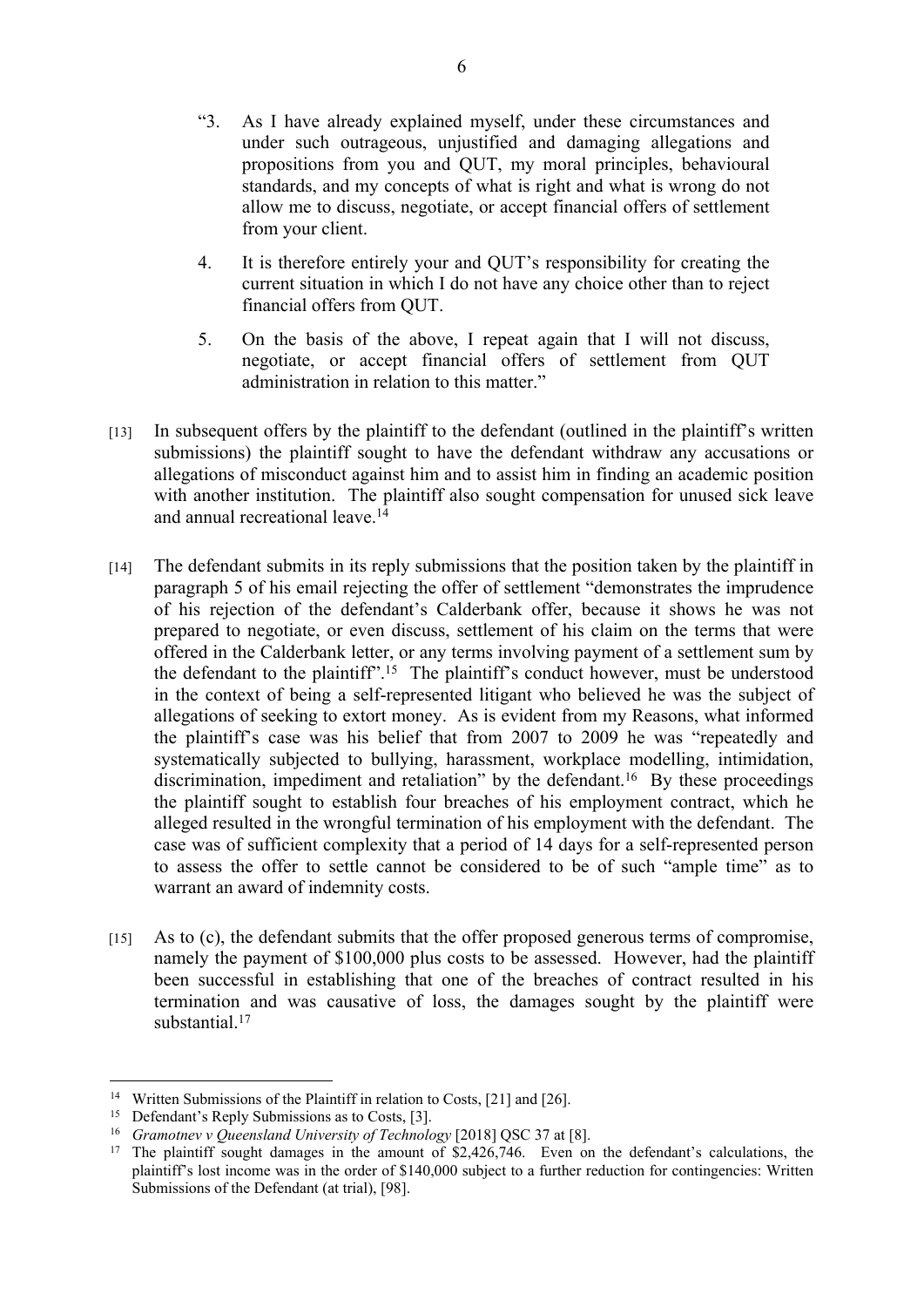"3. As I have already explained myself, under these circumstances and under such outrageous, unjustified and damaging allegations and propositions from you and QUT, my moral principles, behavioural standards, and my concepts of what is right and what is wrong do not allow me to discuss, negotiate, or accept financial offers of settlement from your client.

4. It is therefore entirely your and QUT's responsibility for creating the current situation in which I do not have any choice other than to reject financial offers from QUT.

5. On the basis of the above, I repeat again that I will not discuss, negotiate, or accept financial offers of settlement from QUT administration in relation to this matter."

[13] In subsequent offers by the plaintiff to the defendant (outlined in the plaintiff's written submissions) the plaintiff sought to have the defendant withdraw any accusations or allegations of misconduct against him and to assist him in finding an academic position with another institution. The plaintiff also sought compensation for unused sick leave and annual recreational leave.[14]

[14] The defendant submits in its reply submissions that the position taken by the plaintiff in paragraph 5 of his email rejecting the offer of settlement "demonstrates the imprudence of his rejection of the defendant's Calderbank offer, because it shows he was not prepared to negotiate, or even discuss, settlement of his claim on the terms that were offered in the Calderbank letter, or any terms involving payment of a settlement sum by the defendant to the plaintiff".[15] The plaintiff's conduct however, must be understood in the context of being a self-represented litigant who believed he was the subject of allegations of seeking to extort money. As is evident from my Reasons, what informed the plaintiff's case was his belief that from 2007 to 2009 he was "repeatedly and systematically subjected to bullying, harassment, workplace modelling, intimidation, discrimination, impediment and retaliation" by the defendant.[16] By these proceedings the plaintiff sought to establish four breaches of his employment contract, which he alleged resulted in the wrongful termination of his employment with the defendant. The case was of sufficient complexity that a period of 14 days for a self-represented person to assess the offer to settle cannot be considered to be of such "ample time" as to warrant an award of indemnity costs.

[15] As to (c), the defendant submits that the offer proposed generous terms of compromise, namely the payment of $100,000 plus costs to be assessed. However, had the plaintiff been successful in establishing that one of the breaches of contract resulted in his termination and was causative of loss, the damages sought by the plaintiff were substantial.[17]

---

[14] Written Submissions of the Plaintiff in relation to Costs, [21] and [26].

[15] Defendant's Reply Submissions as to Costs, [3].

[16] *Gramotnev v Queensland University of Technology* [2018] QSC 37 at [8].

[17] The plaintiff sought damages in the amount of $2,426,746. Even on the defendant's calculations, the plaintiff's lost income was in the order of $140,000 subject to a further reduction for contingencies: Written Submissions of the Defendant (at trial), [98].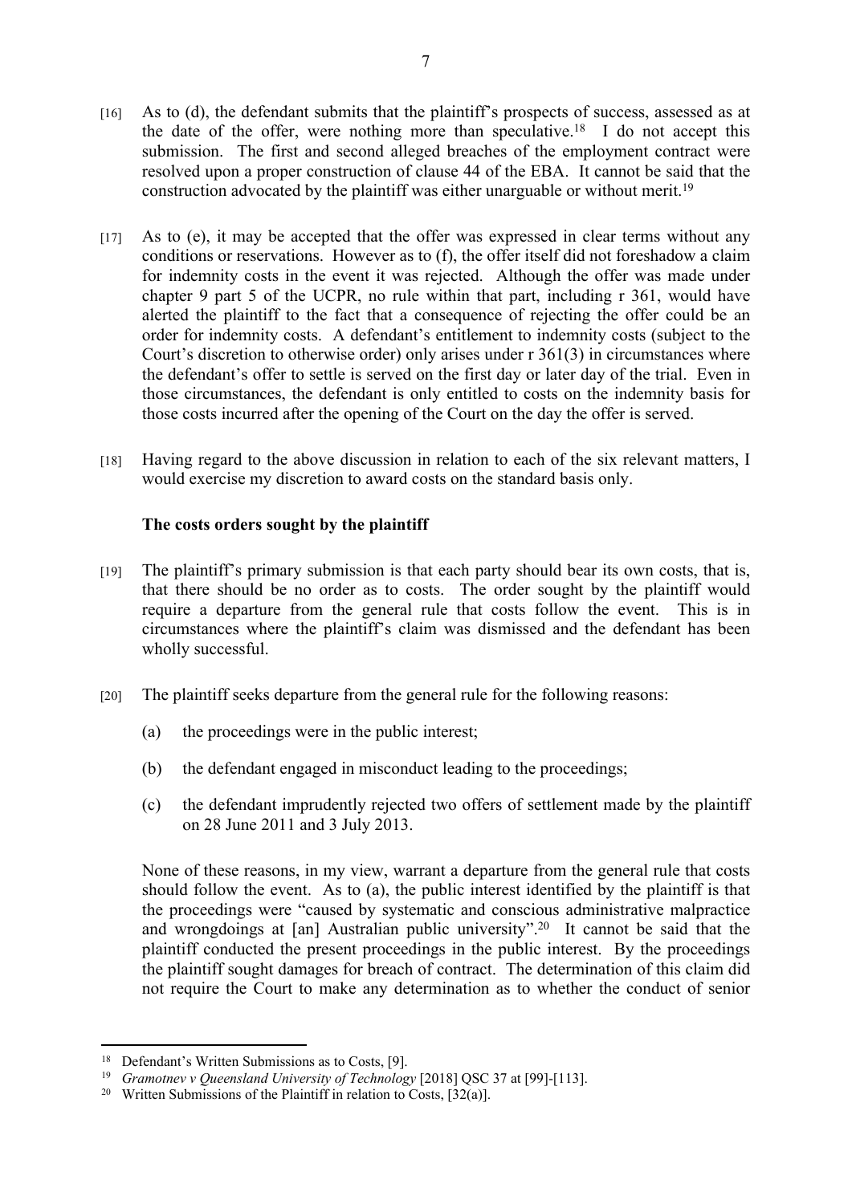[16] As to (d), the defendant submits that the plaintiff's prospects of success, assessed as at the date of the offer, were nothing more than speculative.[18] I do not accept this submission. The first and second alleged breaches of the employment contract were resolved upon a proper construction of clause 44 of the EBA. It cannot be said that the construction advocated by the plaintiff was either unarguable or without merit.[19]

[17] As to (e), it may be accepted that the offer was expressed in clear terms without any conditions or reservations. However as to (f), the offer itself did not foreshadow a claim for indemnity costs in the event it was rejected. Although the offer was made under chapter 9 part 5 of the UCPR, no rule within that part, including r 361, would have alerted the plaintiff to the fact that a consequence of rejecting the offer could be an order for indemnity costs. A defendant's entitlement to indemnity costs (subject to the Court's discretion to otherwise order) only arises under r 361(3) in circumstances where the defendant's offer to settle is served on the first day or later day of the trial. Even in those circumstances, the defendant is only entitled to costs on the indemnity basis for those costs incurred after the opening of the Court on the day the offer is served.

[18] Having regard to the above discussion in relation to each of the six relevant matters, I would exercise my discretion to award costs on the standard basis only.

**The costs orders sought by the plaintiff**

[19] The plaintiff's primary submission is that each party should bear its own costs, that is, that there should be no order as to costs. The order sought by the plaintiff would require a departure from the general rule that costs follow the event. This is in circumstances where the plaintiff's claim was dismissed and the defendant has been wholly successful.

[20] The plaintiff seeks departure from the general rule for the following reasons:

(a) the proceedings were in the public interest;

(b) the defendant engaged in misconduct leading to the proceedings;

(c) the defendant imprudently rejected two offers of settlement made by the plaintiff on 28 June 2011 and 3 July 2013.

None of these reasons, in my view, warrant a departure from the general rule that costs should follow the event. As to (a), the public interest identified by the plaintiff is that the proceedings were "caused by systematic and conscious administrative malpractice and wrongdoings at [an] Australian public university".[20] It cannot be said that the plaintiff conducted the present proceedings in the public interest. By the proceedings the plaintiff sought damages for breach of contract. The determination of this claim did not require the Court to make any determination as to whether the conduct of senior

---

[18] Defendant's Written Submissions as to Costs, [9].

[19] *Gramotnev v Queensland University of Technology* [2018] QSC 37 at [99]-[113].

[20] Written Submissions of the Plaintiff in relation to Costs, [32(a)].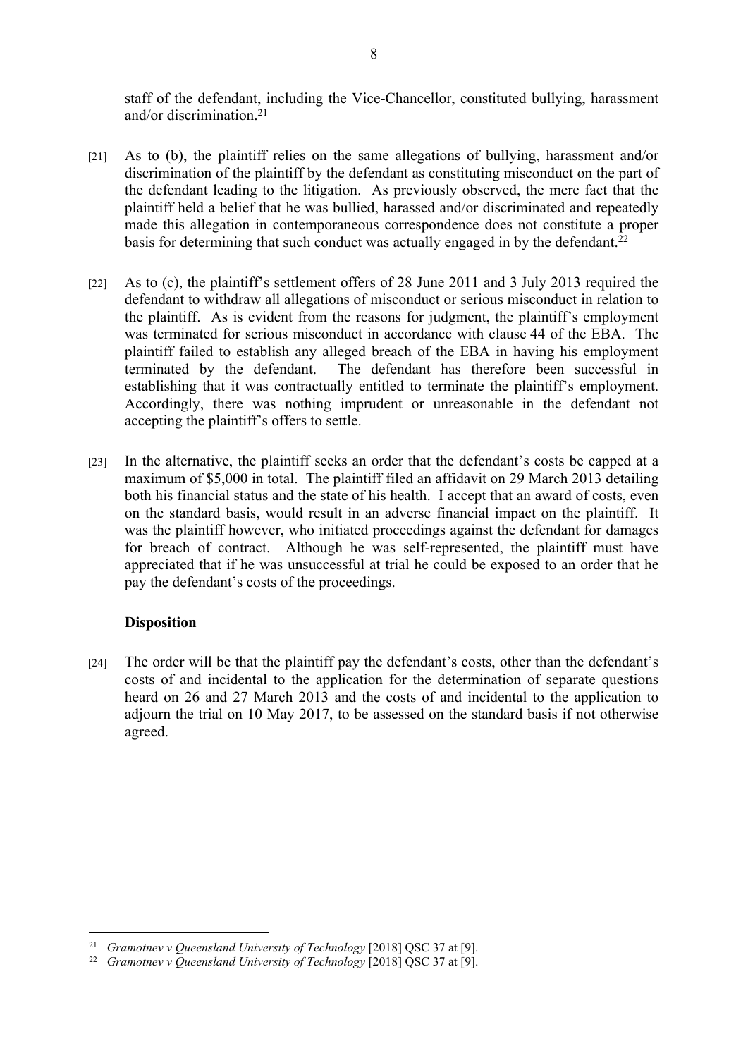staff of the defendant, including the Vice-Chancellor, constituted bullying, harassment and/or discrimination.[21]

[21] As to (b), the plaintiff relies on the same allegations of bullying, harassment and/or discrimination of the plaintiff by the defendant as constituting misconduct on the part of the defendant leading to the litigation. As previously observed, the mere fact that the plaintiff held a belief that he was bullied, harassed and/or discriminated and repeatedly made this allegation in contemporaneous correspondence does not constitute a proper basis for determining that such conduct was actually engaged in by the defendant.[22]

[22] As to (c), the plaintiff's settlement offers of 28 June 2011 and 3 July 2013 required the defendant to withdraw all allegations of misconduct or serious misconduct in relation to the plaintiff. As is evident from the reasons for judgment, the plaintiff's employment was terminated for serious misconduct in accordance with clause 44 of the EBA. The plaintiff failed to establish any alleged breach of the EBA in having his employment terminated by the defendant. The defendant has therefore been successful in establishing that it was contractually entitled to terminate the plaintiff's employment. Accordingly, there was nothing imprudent or unreasonable in the defendant not accepting the plaintiff's offers to settle.

[23] In the alternative, the plaintiff seeks an order that the defendant's costs be capped at a maximum of $5,000 in total. The plaintiff filed an affidavit on 29 March 2013 detailing both his financial status and the state of his health. I accept that an award of costs, even on the standard basis, would result in an adverse financial impact on the plaintiff. It was the plaintiff however, who initiated proceedings against the defendant for damages for breach of contract. Although he was self-represented, the plaintiff must have appreciated that if he was unsuccessful at trial he could be exposed to an order that he pay the defendant's costs of the proceedings.

### Disposition

[24] The order will be that the plaintiff pay the defendant's costs, other than the defendant's costs of and incidental to the application for the determination of separate questions heard on 26 and 27 March 2013 and the costs of and incidental to the application to adjourn the trial on 10 May 2017, to be assessed on the standard basis if not otherwise agreed.

---

[21] *Gramotnev v Queensland University of Technology* [2018] QSC 37 at [9].

[22] *Gramotnev v Queensland University of Technology* [2018] QSC 37 at [9].